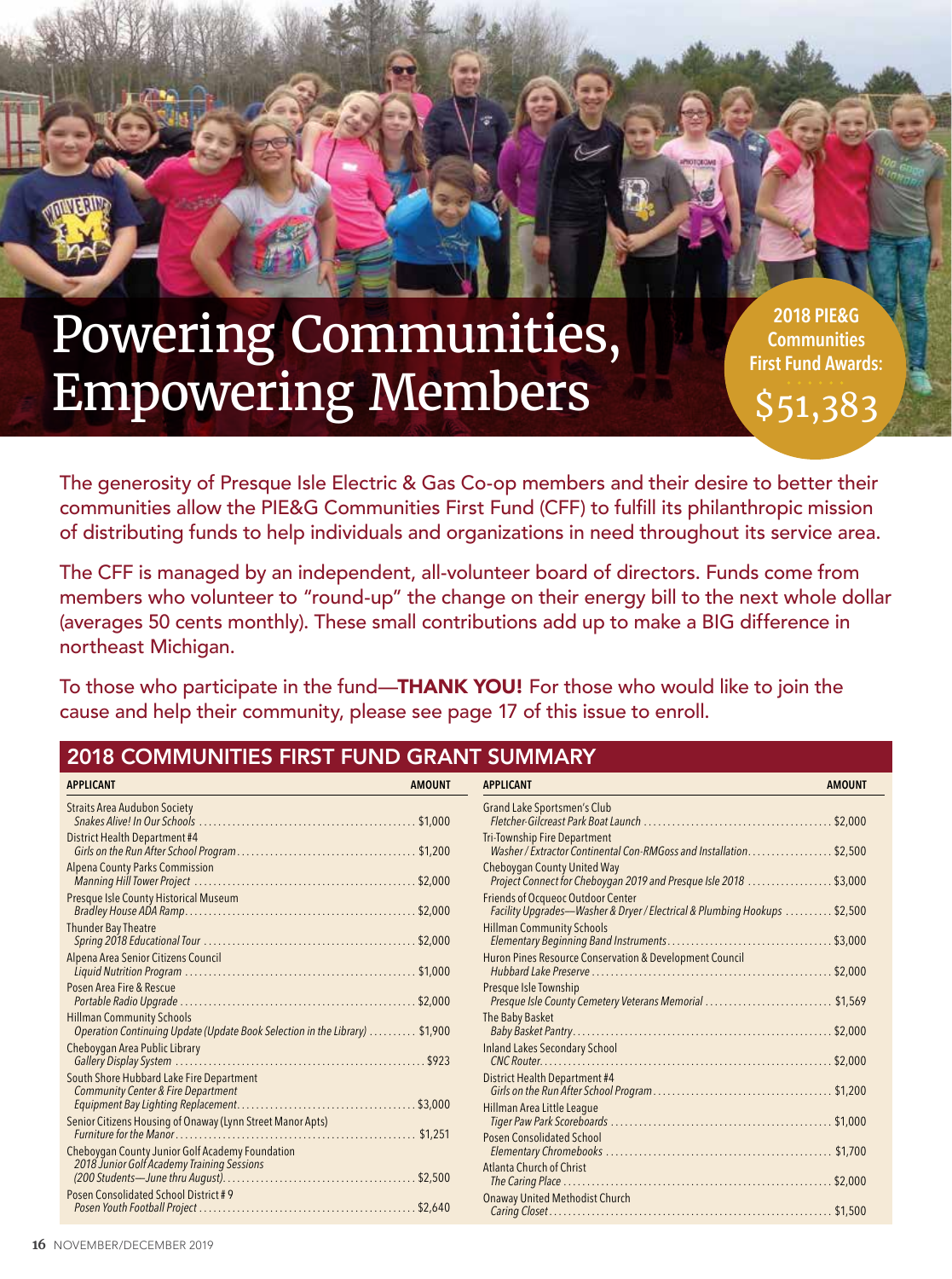# Powering Communities, Empowering Members

**2018 PIE&G Communities First Fund Awards: $51,383**

The generosity of Presque Isle Electric & Gas Co-op members and their desire to better their communities allow the PIE&G Communities First Fund (CFF) to fulfill its philanthropic mission of distributing funds to help individuals and organizations in need throughout its service area.

The CFF is managed by an independent, all-volunteer board of directors. Funds come from members who volunteer to "round-up" the change on their energy bill to the next whole dollar (averages 50 cents monthly). These small contributions add up to make a BIG difference in northeast Michigan.

To those who participate in the fund—**THANK YOU!** For those who would like to join the cause and help their community, please see page 17 of this issue to enroll.

## 2018 COMMUNITIES FIRST FUND GRANT SUMMARY

| APPLICANT | AMOUNT |
|---|---|
| Straits Area Audubon Society<br>*Snakes Alive! In Our Schools* | $1,000 |
| District Health Department #4<br>*Girls on the Run After School Program* | $1,200 |
| Alpena County Parks Commission<br>*Manning Hill Tower Project* | $2,000 |
| Presque Isle County Historical Museum<br>*Bradley House ADA Ramp* | $2,000 |
| Thunder Bay Theatre<br>*Spring 2018 Educational Tour* | $2,000 |
| Alpena Area Senior Citizens Council<br>*Liquid Nutrition Program* | $1,000 |
| Posen Area Fire & Rescue<br>*Portable Radio Upgrade* | $2,000 |
| Hillman Community Schools<br>*Operation Continuing Update (Update Book Selection in the Library)* | $1,900 |
| Cheboygan Area Public Library<br>*Gallery Display System* | $923 |
| South Shore Hubbard Lake Fire Department<br>*Community Center & Fire Department Equipment Bay Lighting Replacement* | $3,000 |
| Senior Citizens Housing of Onaway (Lynn Street Manor Apts)<br>*Furniture for the Manor* | $1,251 |
| Cheboygan County Junior Golf Academy Foundation<br>*2018 Junior Golf Academy Training Sessions (200 Students—June thru August)* | $2,500 |
| Posen Consolidated School District # 9<br>*Posen Youth Football Project* | $2,640 |
| Grand Lake Sportsmen's Club<br>*Fletcher-Gilcreast Park Boat Launch* | $2,000 |
| Tri-Township Fire Department<br>*Washer / Extractor Continental Con-RMGoss and Installation* | $2,500 |
| Cheboygan County United Way<br>*Project Connect for Cheboygan 2019 and Presque Isle 2018* | $3,000 |
| Friends of Ocqueoc Outdoor Center<br>*Facility Upgrades—Washer & Dryer / Electrical & Plumbing Hookups* | $2,500 |
| Hillman Community Schools<br>*Elementary Beginning Band Instruments* | $3,000 |
| Huron Pines Resource Conservation & Development Council<br>*Hubbard Lake Preserve* | $2,000 |
| Presque Isle Township<br>*Presque Isle County Cemetery Veterans Memorial* | $1,569 |
| The Baby Basket<br>*Baby Basket Pantry* | $2,000 |
| Inland Lakes Secondary School<br>*CNC Router* | $2,000 |
| District Health Department #4<br>*Girls on the Run After School Program* | $1,200 |
| Hillman Area Little League<br>*Tiger Paw Park Scoreboards* | $1,000 |
| Posen Consolidated School<br>*Elementary Chromebooks* | $1,700 |
| Atlanta Church of Christ<br>*The Caring Place* | $2,000 |
| Onaway United Methodist Church<br>*Caring Closet* | $1,500 |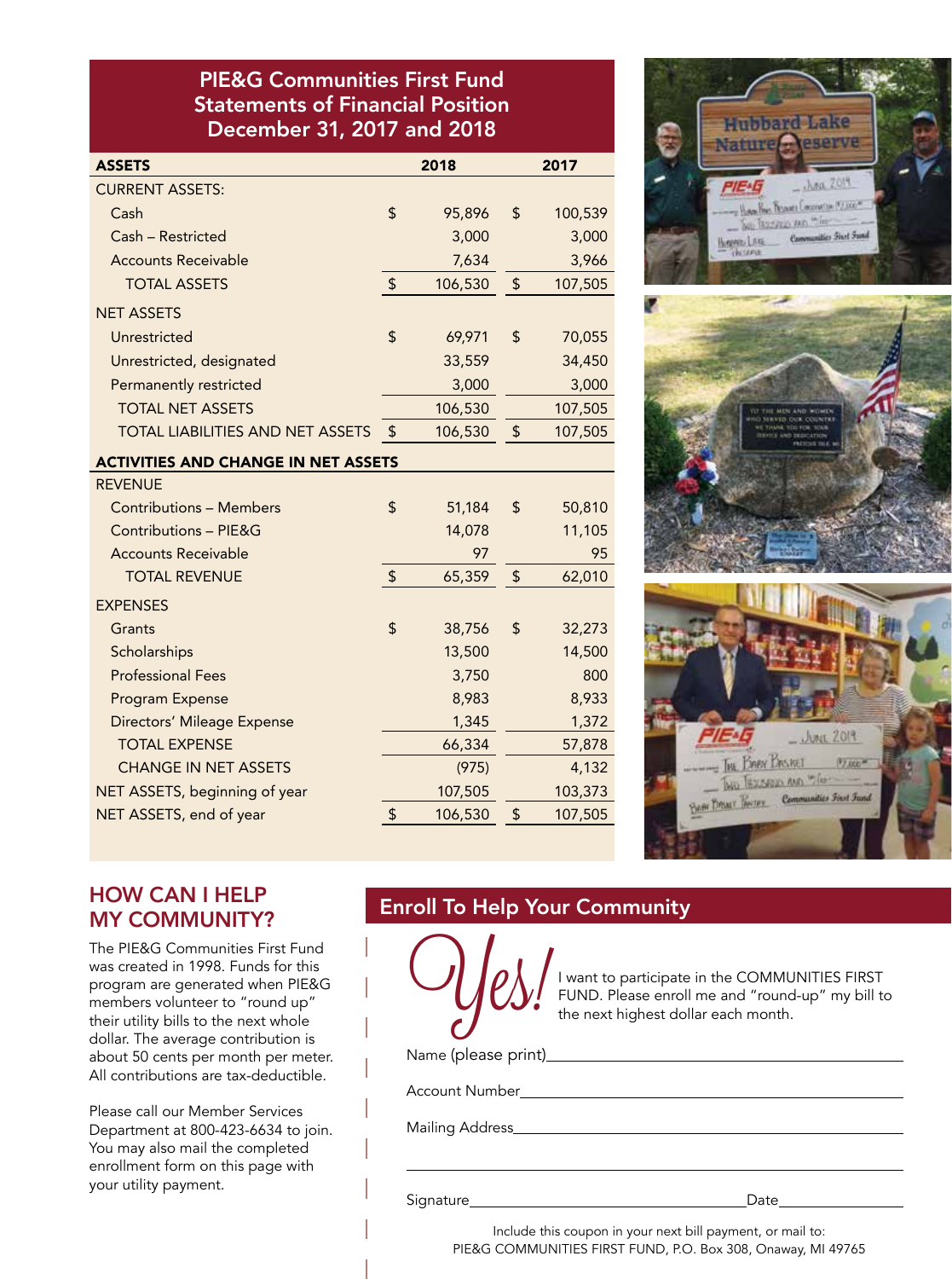## PIE&G Communities First Fund Statements of Financial Position December 31, 2017 and 2018

| ASSETS | 2018 | 2017 |
|---|---|---|
| CURRENT ASSETS: | | |
| Cash | $ 95,896 | $ 100,539 |
| Cash – Restricted | 3,000 | 3,000 |
| Accounts Receivable | 7,634 | 3,966 |
| TOTAL ASSETS | $ 106,530 | $ 107,505 |
| NET ASSETS | | |
| Unrestricted | $ 69,971 | $ 70,055 |
| Unrestricted, designated | 33,559 | 34,450 |
| Permanently restricted | 3,000 | 3,000 |
| TOTAL NET ASSETS | 106,530 | 107,505 |
| TOTAL LIABILITIES AND NET ASSETS | $ 106,530 | $ 107,505 |
| **ACTIVITIES AND CHANGE IN NET ASSETS** | | |
| REVENUE | | |
| Contributions – Members | $ 51,184 | $ 50,810 |
| Contributions – PIE&G | 14,078 | 11,105 |
| Accounts Receivable | 97 | 95 |
| TOTAL REVENUE | $ 65,359 | $ 62,010 |
| EXPENSES | | |
| Grants | $ 38,756 | $ 32,273 |
| Scholarships | 13,500 | 14,500 |
| Professional Fees | 3,750 | 800 |
| Program Expense | 8,983 | 8,933 |
| Directors' Mileage Expense | 1,345 | 1,372 |
| TOTAL EXPENSE | 66,334 | 57,878 |
| CHANGE IN NET ASSETS | (975) | 4,132 |
| NET ASSETS, beginning of year | 107,505 | 103,373 |
| NET ASSETS, end of year | $ 106,530 | $ 107,505 |

## HOW CAN I HELP MY COMMUNITY?

The PIE&G Communities First Fund was created in 1998. Funds for this program are generated when PIE&G members volunteer to "round up" their utility bills to the next whole dollar. The average contribution is about 50 cents per month per meter. All contributions are tax-deductible.

Please call our Member Services Department at 800-423-6634 to join. You may also mail the completed enrollment form on this page with your utility payment.

## Enroll To Help Your Community

*Yes!* I want to participate in the COMMUNITIES FIRST FUND. Please enroll me and "round-up" my bill to the next highest dollar each month.

Name (please print)______________________________

Account Number______________________________

Mailing Address______________________________

______________________________

Signature______________________________ Date______________

Include this coupon in your next bill payment, or mail to:
PIE&G COMMUNITIES FIRST FUND, P.O. Box 308, Onaway, MI 49765